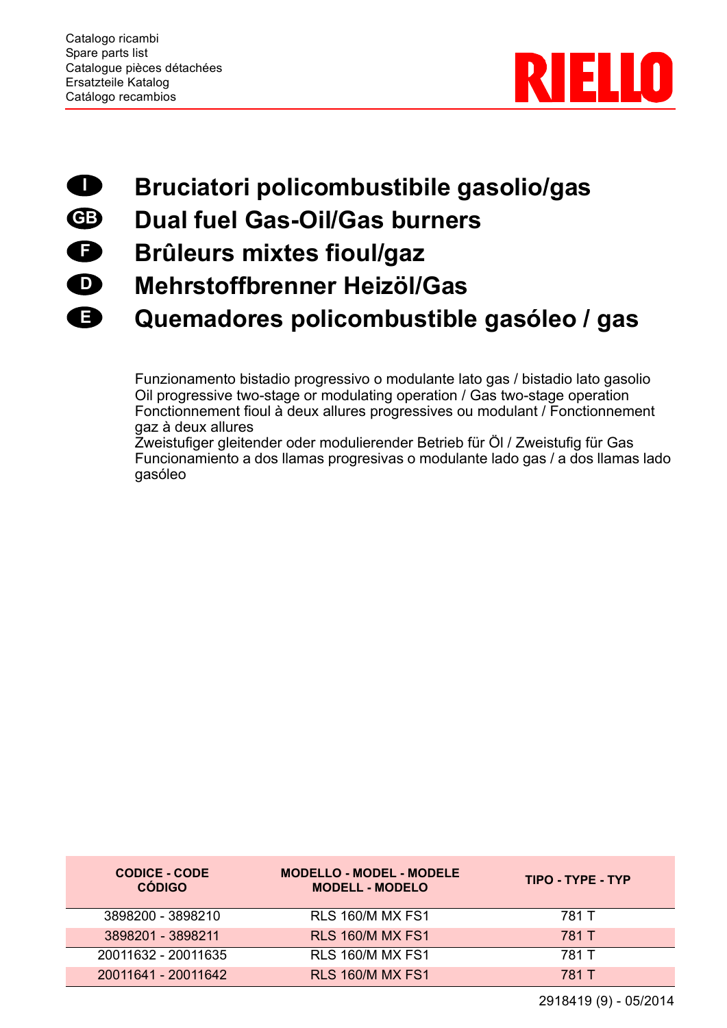Catalogo ricambi
Spare parts list
Catalogue pièces détachées
Ersatzteile Katalog
Catálogo recambios

RIELLO

# I Bruciatori policombustibile gasolio/gas
# GB Dual fuel Gas-Oil/Gas burners
# F Brûleurs mixtes fioul/gaz
# D Mehrstoffbrenner Heizöl/Gas
# E Quemadores policombustible gasóleo / gas

Funzionamento bistadio progressivo o modulante lato gas / bistadio lato gasolio
Oil progressive two-stage or modulating operation / Gas two-stage operation
Fonctionnement fioul à deux allures progressives ou modulant / Fonctionnement gaz à deux allures
Zweistufiger gleitender oder modulierender Betrieb für Öl / Zweistufig für Gas
Funcionamiento a dos llamas progresivas o modulante lado gas / a dos llamas lado gasóleo

| CODICE - CODE CÓDIGO | MODELLO - MODEL - MODELE MODELL - MODELO | TIPO - TYPE - TYP |
|---|---|---|
| 3898200 - 3898210 | RLS 160/M MX FS1 | 781 T |
| 3898201 - 3898211 | RLS 160/M MX FS1 | 781 T |
| 20011632 - 20011635 | RLS 160/M MX FS1 | 781 T |
| 20011641 - 20011642 | RLS 160/M MX FS1 | 781 T |

2918419 (9) - 05/2014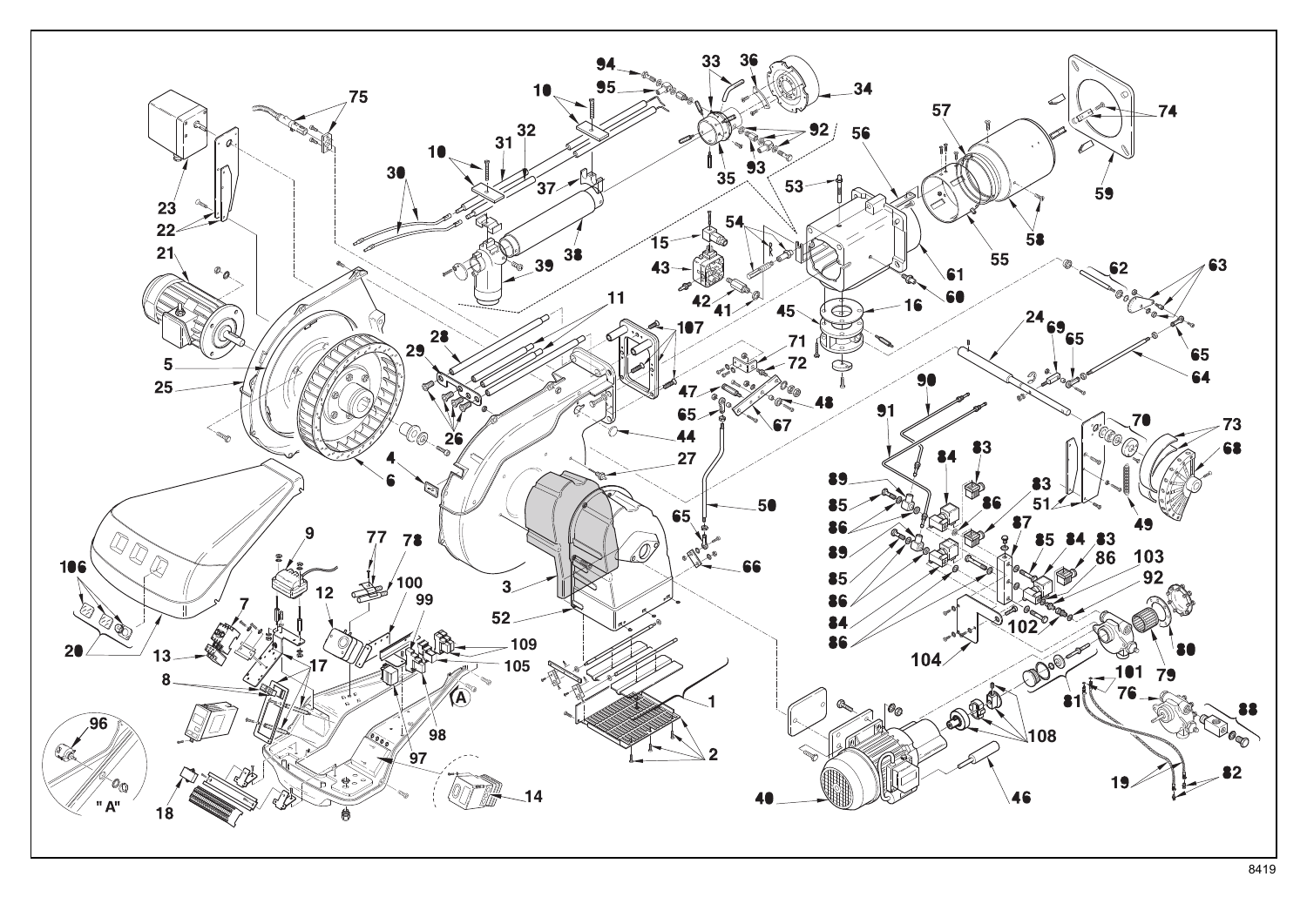8419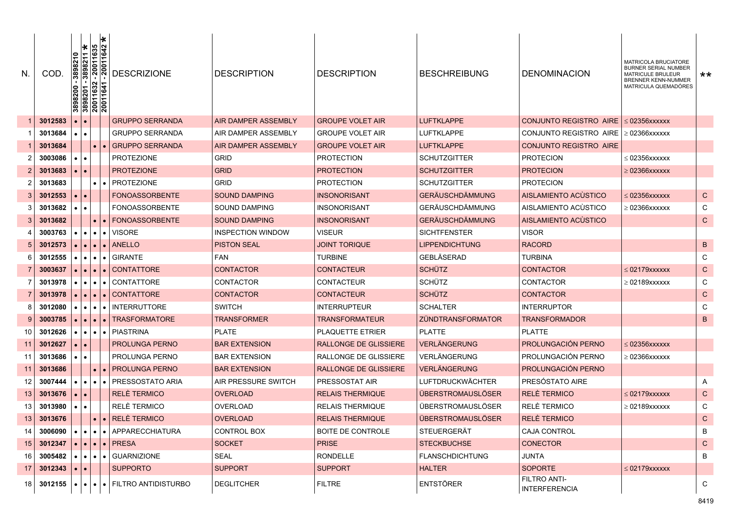| N. | COD. | 3898200 - 3898210 | 3898201 - 3898211 * | 20011632 - 20011635 | 20011641 - 20011642 * | DESCRIZIONE | DESCRIPTION | DESCRIPTION | BESCHREIBUNG | DENOMINACION | MATRICOLA BRUCIATORE BURNER SERIAL NUMBER MATRICULE BRULEUR BRENNER KENN-NUMMER MATRICULA QUEMADÒRES | ** |
|---|---|---|---|---|---|---|---|---|---|---|---|---|
| 1 | 3012583 | • | • | | | GRUPPO SERRANDA | AIR DAMPER ASSEMBLY | GROUPE VOLET AIR | LUFTKLAPPE | CONJUNTO REGISTRO AIRE | ≤ 02356xxxxxx | |
| 1 | 3013684 | • | • | | | GRUPPO SERRANDA | AIR DAMPER ASSEMBLY | GROUPE VOLET AIR | LUFTKLAPPE | CONJUNTO REGISTRO AIRE | ≥ 02366xxxxxx | |
| 1 | 3013684 | | | • | • | GRUPPO SERRANDA | AIR DAMPER ASSEMBLY | GROUPE VOLET AIR | LUFTKLAPPE | CONJUNTO REGISTRO AIRE | | |
| 2 | 3003086 | • | • | | | PROTEZIONE | GRID | PROTECTION | SCHUTZGITTER | PROTECION | ≤ 02356xxxxxx | |
| 2 | 3013683 | • | • | | | PROTEZIONE | GRID | PROTECTION | SCHUTZGITTER | PROTECION | ≥ 02366xxxxxx | |
| 2 | 3013683 | | | • | • | PROTEZIONE | GRID | PROTECTION | SCHUTZGITTER | PROTECION | | |
| 3 | 3012553 | • | • | | | FONOASSORBENTE | SOUND DAMPING | INSONORISANT | GERÄUSCHDÄMMUNG | AISLAMIENTO ACÙSTICO | ≤ 02356xxxxxx | C |
| 3 | 3013682 | • | • | | | FONOASSORBENTE | SOUND DAMPING | INSONORISANT | GERÄUSCHDÄMMUNG | AISLAMIENTO ACÙSTICO | ≥ 02366xxxxxx | C |
| 3 | 3013682 | | | • | • | FONOASSORBENTE | SOUND DAMPING | INSONORISANT | GERÄUSCHDÄMMUNG | AISLAMIENTO ACÙSTICO | | C |
| 4 | 3003763 | • | • | • | • | VISORE | INSPECTION WINDOW | VISEUR | SICHTFENSTER | VISOR | | |
| 5 | 3012573 | • | • | • | • | ANELLO | PISTON SEAL | JOINT TORIQUE | LIPPENDICHTUNG | RACORD | | B |
| 6 | 3012555 | • | • | • | • | GIRANTE | FAN | TURBINE | GEBLÄSERAD | TURBINA | | C |
| 7 | 3003637 | • | • | • | • | CONTATTORE | CONTACTOR | CONTACTEUR | SCHÜTZ | CONTACTOR | ≤ 02179xxxxxx | C |
| 7 | 3013978 | • | • | • | • | CONTATTORE | CONTACTOR | CONTACTEUR | SCHÜTZ | CONTACTOR | ≥ 02189xxxxxx | C |
| 7 | 3013978 | • | • | • | • | CONTATTORE | CONTACTOR | CONTACTEUR | SCHÜTZ | CONTACTOR | | C |
| 8 | 3012080 | • | • | • | • | INTERRUTTORE | SWITCH | INTERRUPTEUR | SCHALTER | INTERRUPTOR | | C |
| 9 | 3003785 | • | • | • | • | TRASFORMATORE | TRANSFORMER | TRANSFORMATEUR | ZÜNDTRANSFORMATOR | TRANSFORMADOR | | B |
| 10 | 3012626 | • | • | • | • | PIASTRINA | PLATE | PLAQUETTE ETRIER | PLATTE | PLATTE | | |
| 11 | 3012627 | • | • | | | PROLUNGA PERNO | BAR EXTENSION | RALLONGE DE GLISSIERE | VERLÄNGERUNG | PROLUNGACIÓN PERNO | ≤ 02356xxxxxx | |
| 11 | 3013686 | • | • | | | PROLUNGA PERNO | BAR EXTENSION | RALLONGE DE GLISSIERE | VERLÄNGERUNG | PROLUNGACIÓN PERNO | ≥ 02366xxxxxx | |
| 11 | 3013686 | | | • | • | PROLUNGA PERNO | BAR EXTENSION | RALLONGE DE GLISSIERE | VERLÄNGERUNG | PROLUNGACIÓN PERNO | | |
| 12 | 3007444 | • | • | • | • | PRESSOSTATO ARIA | AIR PRESSURE SWITCH | PRESSOSTAT AIR | LUFTDRUCKWÄCHTER | PRESÓSTATO AIRE | | A |
| 13 | 3013676 | • | • | | | RELÈ TERMICO | OVERLOAD | RELAIS THERMIQUE | ÜBERSTROMAUSLÖSER | RELÈ TERMICO | ≤ 02179xxxxxx | C |
| 13 | 3013980 | • | • | | | RELÈ TERMICO | OVERLOAD | RELAIS THERMIQUE | ÜBERSTROMAUSLÖSER | RELÈ TERMICO | ≥ 02189xxxxxx | C |
| 13 | 3013676 | | | • | • | RELÈ TERMICO | OVERLOAD | RELAIS THERMIQUE | ÜBERSTROMAUSLÖSER | RELÈ TERMICO | | C |
| 14 | 3006090 | • | • | • | • | APPARECCHIATURA | CONTROL BOX | BOITE DE CONTROLE | STEUERGERÄT | CAJA CONTROL | | B |
| 15 | 3012347 | • | • | • | • | PRESA | SOCKET | PRISE | STECKBUCHSE | CONECTOR | | C |
| 16 | 3005482 | • | • | • | • | GUARNIZIONE | SEAL | RONDELLE | FLANSCHDICHTUNG | JUNTA | | B |
| 17 | 3012343 | • | • | | | SUPPORTO | SUPPORT | SUPPORT | HALTER | SOPORTE | ≤ 02179xxxxxx | |
| 18 | 3012155 | • | • | • | • | FILTRO ANTIDISTURBO | DEGLITCHER | FILTRE | ENTSTÖRER | FILTRO ANTI-INTERFERENCIA | | C |

8419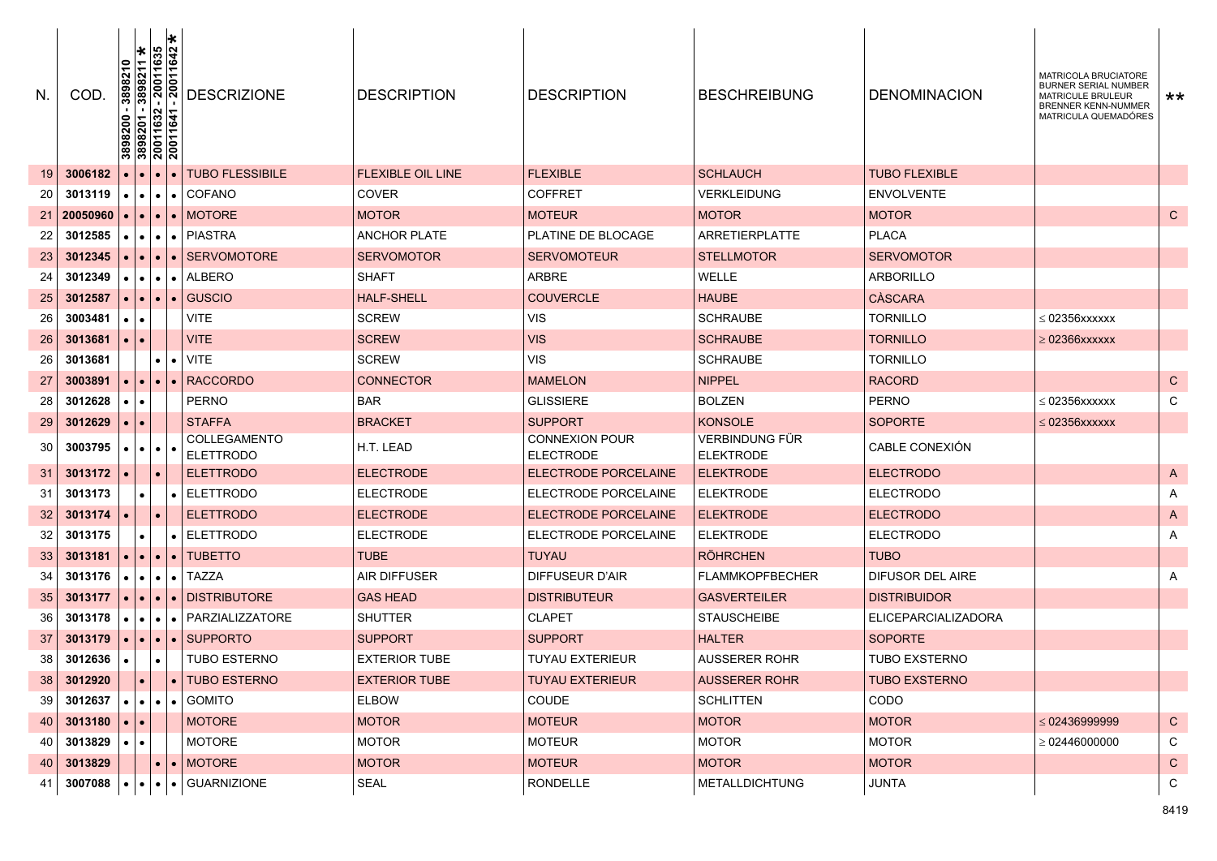| N. | COD. | 3898200 - 3898210 | 3898201 - 3898211 * | 20011632 - 20011635 | 20011641 - 20011642 * | DESCRIZIONE | DESCRIPTION | DESCRIPTION | BESCHREIBUNG | DENOMINACION | MATRICOLA BRUCIATORE BURNER SERIAL NUMBER MATRICULE BRULEUR BRENNER KENN-NUMMER MATRICULA QUEMADÓRES | ** |
|---|---|---|---|---|---|---|---|---|---|---|---|---|
| 19 | 3006182 | • | • | • | • | TUBO FLESSIBILE | FLEXIBLE OIL LINE | FLEXIBLE | SCHLAUCH | TUBO FLEXIBLE | | |
| 20 | 3013119 | • | • | • | • | COFANO | COVER | COFFRET | VERKLEIDUNG | ENVOLVENTE | | |
| 21 | 20050960 | • | • | • | • | MOTORE | MOTOR | MOTEUR | MOTOR | MOTOR | | C |
| 22 | 3012585 | • | • | • | • | PIASTRA | ANCHOR PLATE | PLATINE DE BLOCAGE | ARRETIERPLATTE | PLACA | | |
| 23 | 3012345 | • | • | • | • | SERVOMOTORE | SERVOMOTOR | SERVOMOTEUR | STELLMOTOR | SERVOMOTOR | | |
| 24 | 3012349 | • | • | • | • | ALBERO | SHAFT | ARBRE | WELLE | ARBORILLO | | |
| 25 | 3012587 | • | • | • | • | GUSCIO | HALF-SHELL | COUVERCLE | HAUBE | CÀSCARA | | |
| 26 | 3003481 | • | • | | | VITE | SCREW | VIS | SCHRAUBE | TORNILLO | ≤ 02356xxxxxx | |
| 26 | 3013681 | • | • | | | VITE | SCREW | VIS | SCHRAUBE | TORNILLO | ≥ 02366xxxxxx | |
| 26 | 3013681 | | | • | • | VITE | SCREW | VIS | SCHRAUBE | TORNILLO | | |
| 27 | 3003891 | • | • | • | • | RACCORDO | CONNECTOR | MAMELON | NIPPEL | RACORD | | C |
| 28 | 3012628 | • | • | | | PERNO | BAR | GLISSIERE | BOLZEN | PERNO | ≤ 02356xxxxxx | C |
| 29 | 3012629 | • | • | | | STAFFA | BRACKET | SUPPORT | KONSOLE | SOPORTE | ≤ 02356xxxxxx | |
| 30 | 3003795 | • | • | • | • | COLLEGAMENTO ELETTRODO | H.T. LEAD | CONNEXION POUR ELECTRODE | VERBINDUNG FÜR ELEKTRODE | CABLE CONEXIÓN | | |
| 31 | 3013172 | • | | • | | ELETTRODO | ELECTRODE | ELECTRODE PORCELAINE | ELEKTRODE | ELECTRODO | | A |
| 31 | 3013173 | | • | | • | ELETTRODO | ELECTRODE | ELECTRODE PORCELAINE | ELEKTRODE | ELECTRODO | | A |
| 32 | 3013174 | • | | • | | ELETTRODO | ELECTRODE | ELECTRODE PORCELAINE | ELEKTRODE | ELECTRODO | | A |
| 32 | 3013175 | | • | | • | ELETTRODO | ELECTRODE | ELECTRODE PORCELAINE | ELEKTRODE | ELECTRODO | | A |
| 33 | 3013181 | • | • | • | • | TUBETTO | TUBE | TUYAU | RÖHRCHEN | TUBO | | |
| 34 | 3013176 | • | • | • | • | TAZZA | AIR DIFFUSER | DIFFUSEUR D'AIR | FLAMMKOPFBECHER | DIFUSOR DEL AIRE | | A |
| 35 | 3013177 | • | • | • | • | DISTRIBUTORE | GAS HEAD | DISTRIBUTEUR | GASVERTEILER | DISTRIBUIDOR | | |
| 36 | 3013178 | • | • | • | • | PARZIALIZZATORE | SHUTTER | CLAPET | STAUSCHEIBE | ELICEPARCIALIZADORA | | |
| 37 | 3013179 | • | • | • | • | SUPPORTO | SUPPORT | SUPPORT | HALTER | SOPORTE | | |
| 38 | 3012636 | • | | • | | TUBO ESTERNO | EXTERIOR TUBE | TUYAU EXTERIEUR | AUSSERER ROHR | TUBO EXSTERNO | | |
| 38 | 3012920 | | • | | • | TUBO ESTERNO | EXTERIOR TUBE | TUYAU EXTERIEUR | AUSSERER ROHR | TUBO EXSTERNO | | |
| 39 | 3012637 | • | • | • | • | GOMITO | ELBOW | COUDE | SCHLITTEN | CODO | | |
| 40 | 3013180 | • | • | | | MOTORE | MOTOR | MOTEUR | MOTOR | MOTOR | ≤ 02436999999 | C |
| 40 | 3013829 | • | • | | | MOTORE | MOTOR | MOTEUR | MOTOR | MOTOR | ≥ 02446000000 | C |
| 40 | 3013829 | | | • | • | MOTORE | MOTOR | MOTEUR | MOTOR | MOTOR | | C |
| 41 | 3007088 | • | • | • | • | GUARNIZIONE | SEAL | RONDELLE | METALLDICHTUNG | JUNTA | | C |

8419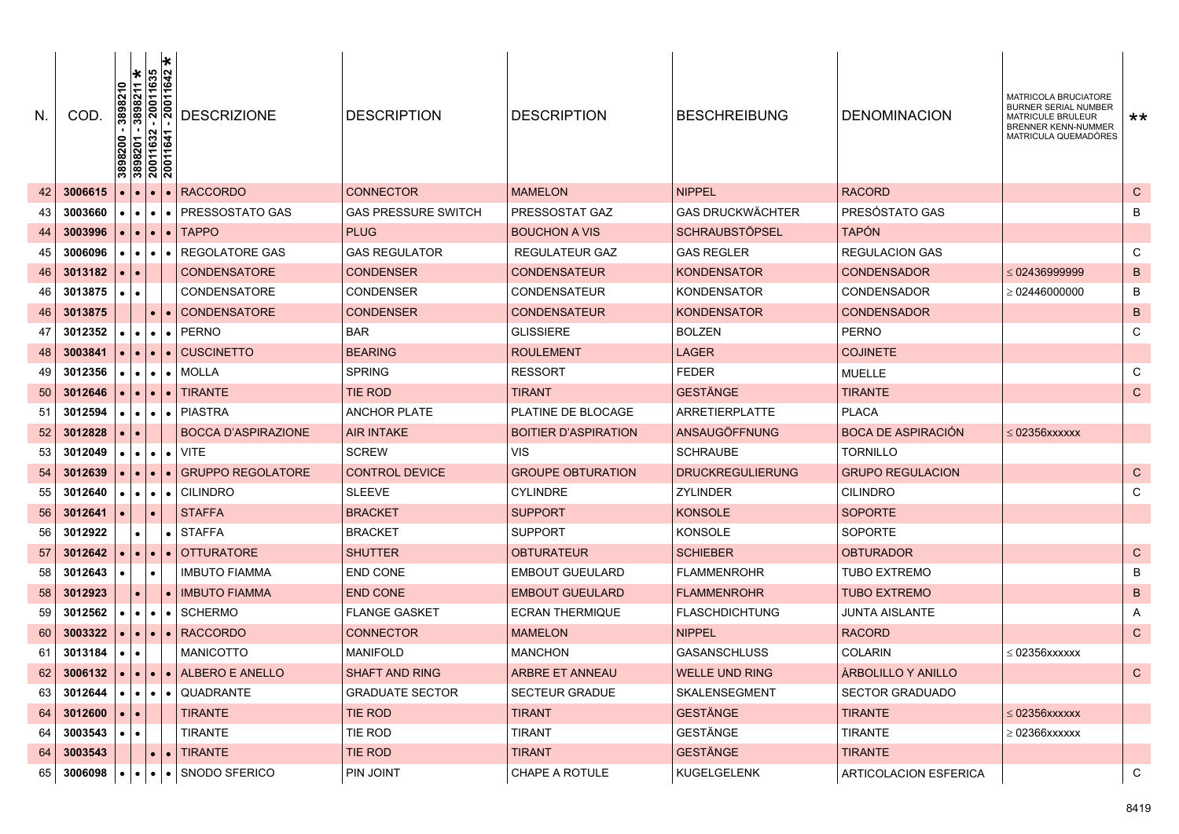| N. | COD. | 3898200 - 3898210 | 3898201 - 3898211 * | 20011632 - 20011635 | 20011641 - 20011642 * | DESCRIZIONE | DESCRIPTION | DESCRIPTION | BESCHREIBUNG | DENOMINACION | MATRICOLA BRUCIATORE BURNER SERIAL NUMBER MATRICULE BRULEUR BRENNER KENN-NUMMER MATRICULA QUEMADORES | ** |
|---|---|---|---|---|---|---|---|---|---|---|---|---|
| 42 | 3006615 | • | • | • | • | RACCORDO | CONNECTOR | MAMELON | NIPPEL | RACORD | | C |
| 43 | 3003660 | • | • | • | • | PRESSOSTATO GAS | GAS PRESSURE SWITCH | PRESSOSTAT GAZ | GAS DRUCKWÄCHTER | PRESÓSTATO GAS | | B |
| 44 | 3003996 | • | • | • | • | TAPPO | PLUG | BOUCHON A VIS | SCHRAUBSTÖPSEL | TAPÓN | | |
| 45 | 3006096 | • | • | • | • | REGOLATORE GAS | GAS REGULATOR | REGULATEUR GAZ | GAS REGLER | REGULACION GAS | | C |
| 46 | 3013182 | • | • | | | CONDENSATORE | CONDENSER | CONDENSATEUR | KONDENSATOR | CONDENSADOR | ≤ 02436999999 | B |
| 46 | 3013875 | • | • | | | CONDENSATORE | CONDENSER | CONDENSATEUR | KONDENSATOR | CONDENSADOR | ≥ 02446000000 | B |
| 46 | 3013875 | | | • | • | CONDENSATORE | CONDENSER | CONDENSATEUR | KONDENSATOR | CONDENSADOR | | B |
| 47 | 3012352 | • | • | • | • | PERNO | BAR | GLISSIERE | BOLZEN | PERNO | | C |
| 48 | 3003841 | • | • | • | • | CUSCINETTO | BEARING | ROULEMENT | LAGER | COJINETE | | |
| 49 | 3012356 | • | • | • | • | MOLLA | SPRING | RESSORT | FEDER | MUELLE | | C |
| 50 | 3012646 | • | • | • | • | TIRANTE | TIE ROD | TIRANT | GESTÄNGE | TIRANTE | | C |
| 51 | 3012594 | • | • | • | • | PIASTRA | ANCHOR PLATE | PLATINE DE BLOCAGE | ARRETIERPLATTE | PLACA | | |
| 52 | 3012828 | • | • | | | BOCCA D'ASPIRAZIONE | AIR INTAKE | BOITIER D'ASPIRATION | ANSAUGÖFFNUNG | BOCA DE ASPIRACIÓN | ≤ 02356xxxxxx | |
| 53 | 3012049 | • | • | • | • | VITE | SCREW | VIS | SCHRAUBE | TORNILLO | | |
| 54 | 3012639 | • | • | • | • | GRUPPO REGOLATORE | CONTROL DEVICE | GROUPE OBTURATION | DRUCKREGULIERUNG | GRUPO REGULACION | | C |
| 55 | 3012640 | • | • | • | • | CILINDRO | SLEEVE | CYLINDRE | ZYLINDER | CILINDRO | | C |
| 56 | 3012641 | • | | • | | STAFFA | BRACKET | SUPPORT | KONSOLE | SOPORTE | | |
| 56 | 3012922 | | • | | • | STAFFA | BRACKET | SUPPORT | KONSOLE | SOPORTE | | |
| 57 | 3012642 | • | • | • | • | OTTURATORE | SHUTTER | OBTURATEUR | SCHIEBER | OBTURADOR | | C |
| 58 | 3012643 | • | | • | | IMBUTO FIAMMA | END CONE | EMBOUT GUEULARD | FLAMMENROHR | TUBO EXTREMO | | B |
| 58 | 3012923 | | • | | • | IMBUTO FIAMMA | END CONE | EMBOUT GUEULARD | FLAMMENROHR | TUBO EXTREMO | | B |
| 59 | 3012562 | • | • | • | • | SCHERMO | FLANGE GASKET | ECRAN THERMIQUE | FLASCHDICHTUNG | JUNTA AISLANTE | | A |
| 60 | 3003322 | • | • | • | • | RACCORDO | CONNECTOR | MAMELON | NIPPEL | RACORD | | C |
| 61 | 3013184 | • | • | | | MANICOTTO | MANIFOLD | MANCHON | GASANSCHLUSS | COLARIN | ≤ 02356xxxxxx | |
| 62 | 3006132 | • | • | • | • | ALBERO E ANELLO | SHAFT AND RING | ARBRE ET ANNEAU | WELLE UND RING | ÀRBOLILLO Y ANILLO | | C |
| 63 | 3012644 | • | • | • | • | QUADRANTE | GRADUATE SECTOR | SECTEUR GRADUE | SKALENSEGMENT | SECTOR GRADUADO | | |
| 64 | 3012600 | • | • | | | TIRANTE | TIE ROD | TIRANT | GESTÄNGE | TIRANTE | ≤ 02356xxxxxx | |
| 64 | 3003543 | • | • | | | TIRANTE | TIE ROD | TIRANT | GESTÄNGE | TIRANTE | ≥ 02366xxxxxx | |
| 64 | 3003543 | | | • | • | TIRANTE | TIE ROD | TIRANT | GESTÄNGE | TIRANTE | | |
| 65 | 3006098 | • | • | • | • | SNODO SFERICO | PIN JOINT | CHAPE A ROTULE | KUGELGELENK | ARTICOLACION ESFERICA | | C |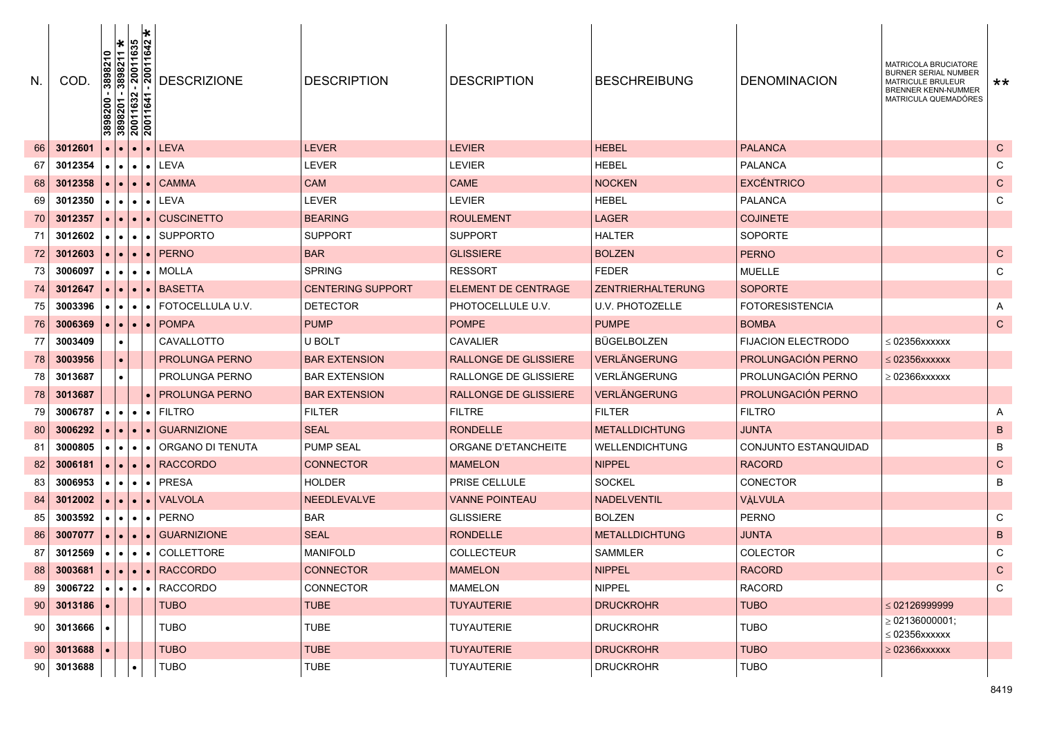| N. | COD. | 3898200 - 3898210 | 3898201 - 3898211 * | 20011632 - 20011635 | 20011641 - 20011642 * | DESCRIZIONE | DESCRIPTION | DESCRIPTION | BESCHREIBUNG | DENOMINACION | MATRICOLA BRUCIATORE BURNER SERIAL NUMBER MATRICULE BRULEUR BRENNER KENN-NUMMER MATRICULA QUEMADÓRES | ** |
|---|---|---|---|---|---|---|---|---|---|---|---|---|
| 66 | 3012601 | • | • | • | • | LEVA | LEVER | LEVIER | HEBEL | PALANCA | | C |
| 67 | 3012354 | • | • | • | • | LEVA | LEVER | LEVIER | HEBEL | PALANCA | | C |
| 68 | 3012358 | • | • | • | • | CAMMA | CAM | CAME | NOCKEN | EXCÉNTRICO | | C |
| 69 | 3012350 | • | • | • | • | LEVA | LEVER | LEVIER | HEBEL | PALANCA | | C |
| 70 | 3012357 | • | • | • | • | CUSCINETTO | BEARING | ROULEMENT | LAGER | COJINETE | | |
| 71 | 3012602 | • | • | • | • | SUPPORTO | SUPPORT | SUPPORT | HALTER | SOPORTE | | |
| 72 | 3012603 | • | • | • | • | PERNO | BAR | GLISSIERE | BOLZEN | PERNO | | C |
| 73 | 3006097 | • | • | • | • | MOLLA | SPRING | RESSORT | FEDER | MUELLE | | C |
| 74 | 3012647 | • | • | • | • | BASETTA | CENTERING SUPPORT | ELEMENT DE CENTRAGE | ZENTRIERHALTERUNG | SOPORTE | | |
| 75 | 3003396 | • | • | • | • | FOTOCELLULA U.V. | DETECTOR | PHOTOCELLULE U.V. | U.V. PHOTOZELLE | FOTORESISTENCIA | | A |
| 76 | 3006369 | • | • | • | • | POMPA | PUMP | POMPE | PUMPE | BOMBA | | C |
| 77 | 3003409 | | • | | | CAVALLOTTO | U BOLT | CAVALIER | BÜGELBOLZEN | FIJACION ELECTRODO | ≤ 02356xxxxxx | |
| 78 | 3003956 | | • | | | PROLUNGA PERNO | BAR EXTENSION | RALLONGE DE GLISSIERE | VERLÄNGERUNG | PROLUNGACIÓN PERNO | ≤ 02356xxxxxx | |
| 78 | 3013687 | | • | | | PROLUNGA PERNO | BAR EXTENSION | RALLONGE DE GLISSIERE | VERLÄNGERUNG | PROLUNGACIÓN PERNO | ≥ 02366xxxxxx | |
| 78 | 3013687 | | | | • | PROLUNGA PERNO | BAR EXTENSION | RALLONGE DE GLISSIERE | VERLÄNGERUNG | PROLUNGACIÓN PERNO | | |
| 79 | 3006787 | • | • | • | • | FILTRO | FILTER | FILTRE | FILTER | FILTRO | | A |
| 80 | 3006292 | • | • | • | • | GUARNIZIONE | SEAL | RONDELLE | METALLDICHTUNG | JUNTA | | B |
| 81 | 3000805 | • | • | • | • | ORGANO DI TENUTA | PUMP SEAL | ORGANE D'ETANCHEITE | WELLENDICHTUNG | CONJUNTO ESTANQUIDAD | | B |
| 82 | 3006181 | • | • | • | • | RACCORDO | CONNECTOR | MAMELON | NIPPEL | RACORD | | C |
| 83 | 3006953 | • | • | • | • | PRESA | HOLDER | PRISE CELLULE | SOCKEL | CONECTOR | | B |
| 84 | 3012002 | • | • | • | • | VALVOLA | NEEDLEVALVE | VANNE POINTEAU | NADELVENTIL | VÀLVULA | | |
| 85 | 3003592 | • | • | • | • | PERNO | BAR | GLISSIERE | BOLZEN | PERNO | | C |
| 86 | 3007077 | • | • | • | • | GUARNIZIONE | SEAL | RONDELLE | METALLDICHTUNG | JUNTA | | B |
| 87 | 3012569 | • | • | • | • | COLLETTORE | MANIFOLD | COLLECTEUR | SAMMLER | COLECTOR | | C |
| 88 | 3003681 | • | • | • | • | RACCORDO | CONNECTOR | MAMELON | NIPPEL | RACORD | | C |
| 89 | 3006722 | • | • | • | • | RACCORDO | CONNECTOR | MAMELON | NIPPEL | RACORD | | C |
| 90 | 3013186 | • | | | | TUBO | TUBE | TUYAUTERIE | DRUCKROHR | TUBO | ≤ 02126999999 | |
| 90 | 3013666 | • | | | | TUBO | TUBE | TUYAUTERIE | DRUCKROHR | TUBO | ≥ 02136000001; ≤ 02356xxxxxx | |
| 90 | 3013688 | • | | | | TUBO | TUBE | TUYAUTERIE | DRUCKROHR | TUBO | ≥ 02366xxxxxx | |
| 90 | 3013688 | | | • | | TUBO | TUBE | TUYAUTERIE | DRUCKROHR | TUBO | | |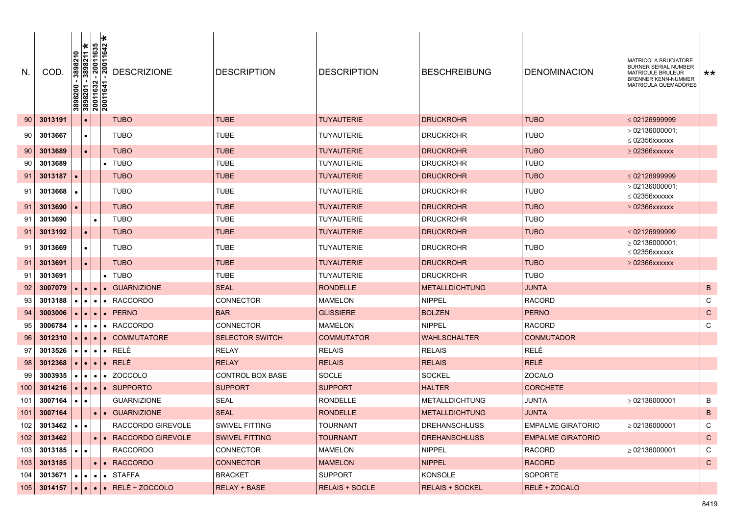| N. | COD. | 3898200 - 3898210 | 3898201 - 3898211 * | 20011632 - 20011635 | 20011641 - 20011642 * | DESCRIZIONE | DESCRIPTION | DESCRIPTION | BESCHREIBUNG | DENOMINACION | MATRICOLA BRUCIATORE BURNER SERIAL NUMBER MATRICULE BRULEUR BRENNER KENN-NUMMER MATRICULA QUEMADÓRES | ** |
|---|---|---|---|---|---|---|---|---|---|---|---|---|
| 90 | 3013191 | | • | | | TUBO | TUBE | TUYAUTERIE | DRUCKROHR | TUBO | ≤ 02126999999 | |
| 90 | 3013667 | | • | | | TUBO | TUBE | TUYAUTERIE | DRUCKROHR | TUBO | ≥ 02136000001; ≤ 02356xxxxxx | |
| 90 | 3013689 | | • | | | TUBO | TUBE | TUYAUTERIE | DRUCKROHR | TUBO | ≥ 02366xxxxxx | |
| 90 | 3013689 | | | | • | TUBO | TUBE | TUYAUTERIE | DRUCKROHR | TUBO | | |
| 91 | 3013187 | • | | | | TUBO | TUBE | TUYAUTERIE | DRUCKROHR | TUBO | ≤ 02126999999 | |
| 91 | 3013668 | • | | | | TUBO | TUBE | TUYAUTERIE | DRUCKROHR | TUBO | ≥ 02136000001; ≤ 02356xxxxxx | |
| 91 | 3013690 | • | | | | TUBO | TUBE | TUYAUTERIE | DRUCKROHR | TUBO | ≥ 02366xxxxxx | |
| 91 | 3013690 | | | • | | TUBO | TUBE | TUYAUTERIE | DRUCKROHR | TUBO | | |
| 91 | 3013192 | | • | | | TUBO | TUBE | TUYAUTERIE | DRUCKROHR | TUBO | ≤ 02126999999 | |
| 91 | 3013669 | | • | | | TUBO | TUBE | TUYAUTERIE | DRUCKROHR | TUBO | ≥ 02136000001; ≤ 02356xxxxxx | |
| 91 | 3013691 | | • | | | TUBO | TUBE | TUYAUTERIE | DRUCKROHR | TUBO | ≥ 02366xxxxxx | |
| 91 | 3013691 | | | | • | TUBO | TUBE | TUYAUTERIE | DRUCKROHR | TUBO | | |
| 92 | 3007079 | • | • | • | • | GUARNIZIONE | SEAL | RONDELLE | METALLDICHTUNG | JUNTA | | B |
| 93 | 3013188 | • | • | • | • | RACCORDO | CONNECTOR | MAMELON | NIPPEL | RACORD | | C |
| 94 | 3003006 | • | • | • | • | PERNO | BAR | GLISSIERE | BOLZEN | PERNO | | C |
| 95 | 3006784 | • | • | • | • | RACCORDO | CONNECTOR | MAMELON | NIPPEL | RACORD | | C |
| 96 | 3012310 | • | • | • | • | COMMUTATORE | SELECTOR SWITCH | COMMUTATOR | WAHLSCHALTER | CONMUTADOR | | |
| 97 | 3013526 | • | • | • | • | RELÈ | RELAY | RELAIS | RELAIS | RELÉ | | |
| 98 | 3012368 | • | • | • | • | RELÈ | RELAY | RELAIS | RELAIS | RELÉ | | |
| 99 | 3003935 | • | • | • | • | ZOCCOLO | CONTROL BOX BASE | SOCLE | SOCKEL | ZOCALO | | |
| 100 | 3014216 | • | • | • | • | SUPPORTO | SUPPORT | SUPPORT | HALTER | CORCHETE | | |
| 101 | 3007164 | • | • | | | GUARNIZIONE | SEAL | RONDELLE | METALLDICHTUNG | JUNTA | ≥ 02136000001 | B |
| 101 | 3007164 | | | • | • | GUARNIZIONE | SEAL | RONDELLE | METALLDICHTUNG | JUNTA | | B |
| 102 | 3013462 | • | • | | | RACCORDO GIREVOLE | SWIVEL FITTING | TOURNANT | DREHANSCHLUSS | EMPALME GIRATORIO | ≥ 02136000001 | C |
| 102 | 3013462 | | | • | • | RACCORDO GIREVOLE | SWIVEL FITTING | TOURNANT | DREHANSCHLUSS | EMPALME GIRATORIO | | C |
| 103 | 3013185 | • | • | | | RACCORDO | CONNECTOR | MAMELON | NIPPEL | RACORD | ≥ 02136000001 | C |
| 103 | 3013185 | | | • | • | RACCORDO | CONNECTOR | MAMELON | NIPPEL | RACORD | | C |
| 104 | 3013671 | • | • | • | • | STAFFA | BRACKET | SUPPORT | KONSOLE | SOPORTE | | |
| 105 | 3014157 | • | • | • | • | RELÈ + ZOCCOLO | RELAY + BASE | RELAIS + SOCLE | RELAIS + SOCKEL | RELÉ + ZOCALO | | |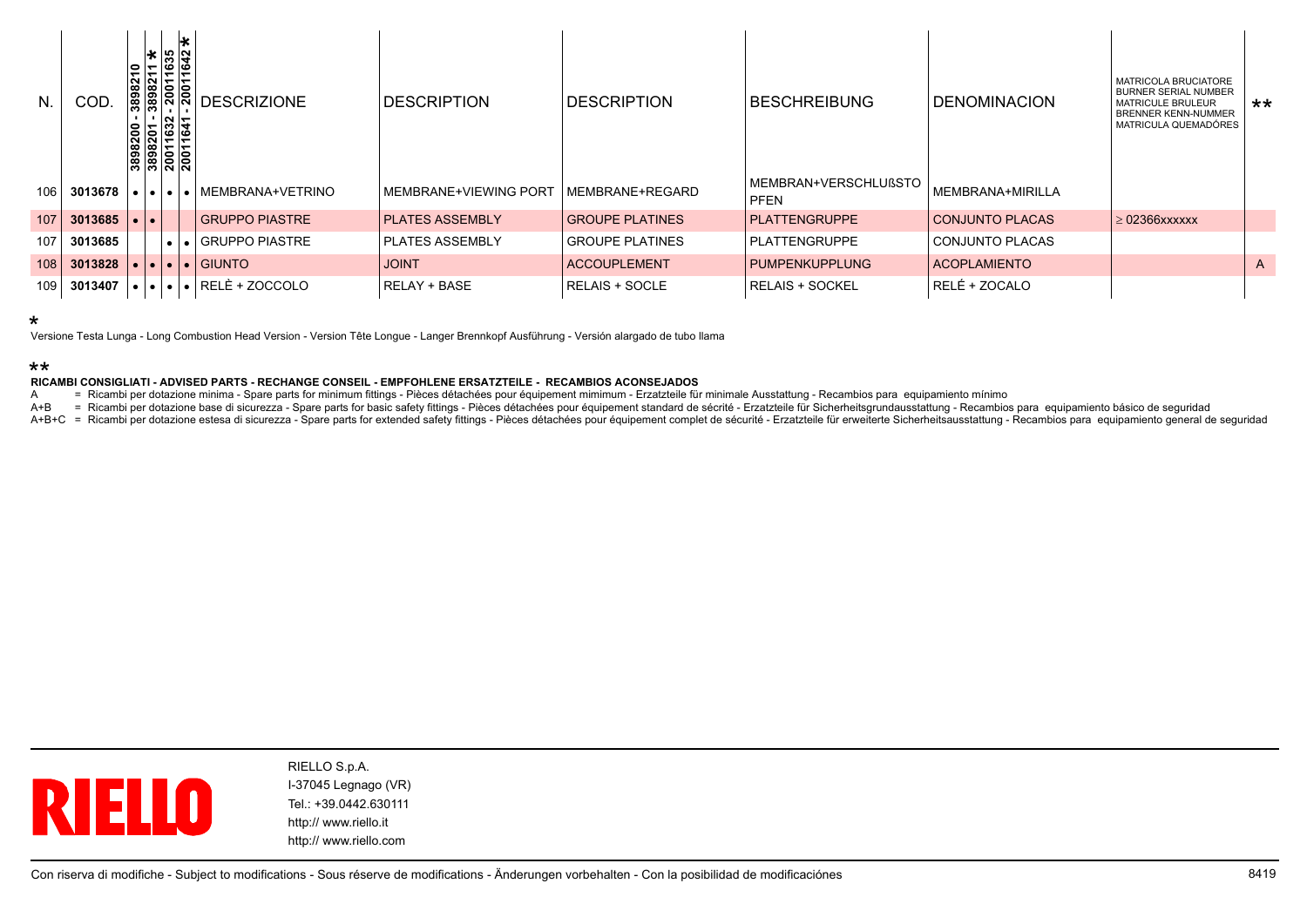| N. | COD. | 3898200 - 3898210 | 3898201 - 3898211 * | 20011632 - 20011635 | 20011641 - 20011642 * | DESCRIZIONE | DESCRIPTION | DESCRIPTION | BESCHREIBUNG | DENOMINACION | MATRICOLA BRUCIATORE BURNER SERIAL NUMBER MATRICULE BRULEUR BRENNER KENN-NUMMER MATRICULA QUEMADÓRES | ** |
|---|---|---|---|---|---|---|---|---|---|---|---|---|
| 106 | **3013678** | • | • | • | • | MEMBRANA+VETRINO | MEMBRANE+VIEWING PORT | MEMBRANE+REGARD | MEMBRAN+VERSCHLUßSTOPFEN | MEMBRANA+MIRILLA | | |
| 107 | **3013685** | • | • | | | GRUPPO PIASTRE | PLATES ASSEMBLY | GROUPE PLATINES | PLATTENGRUPPE | CONJUNTO PLACAS | ≥ 02366xxxxxx | |
| 107 | **3013685** | | | • | • | GRUPPO PIASTRE | PLATES ASSEMBLY | GROUPE PLATINES | PLATTENGRUPPE | CONJUNTO PLACAS | | |
| 108 | **3013828** | • | • | • | • | GIUNTO | JOINT | ACCOUPLEMENT | PUMPENKUPPLUNG | ACOPLAMIENTO | | A |
| 109 | **3013407** | • | • | • | • | RELÈ + ZOCCOLO | RELAY + BASE | RELAIS + SOCLE | RELAIS + SOCKEL | RELÉ + ZOCALO | | |

*
Versione Testa Lunga - Long Combustion Head Version - Version Tête Longue - Langer Brennkopf Ausführung - Versión alargado de tubo llama

**
**RICAMBI CONSIGLIATI - ADVISED PARTS - RECHANGE CONSEIL - EMPFOHLENE ERSATZTEILE - RECAMBIOS ACONSEJADOS**

A = Ricambi per dotazione minima - Spare parts for minimum fittings - Pièces détachées pour équipement mimimum - Erzatzteile für minimale Ausstattung - Recambios para equipamiento mínimo

A+B = Ricambi per dotazione base di sicurezza - Spare parts for basic safety fittings - Pièces détachées pour équipement standard de sécrité - Erzatzteile für Sicherheitsgrundausstattung - Recambios para equipamiento básico de seguridad

A+B+C = Ricambi per dotazione estesa di sicurezza - Spare parts for extended safety fittings - Pièces détachées pour équipement complet de sécurité - Erzatzteile für erweiterte Sicherheitsausstattung - Recambios para equipamiento general de seguridad

RIELLO

RIELLO S.p.A.
I-37045 Legnago (VR)
Tel.: +39.0442.630111
http:// www.riello.it
http:// www.riello.com

Con riserva di modifiche - Subject to modifications - Sous réserve de modifications - Änderungen vorbehalten - Con la posibilidad de modificaciónes